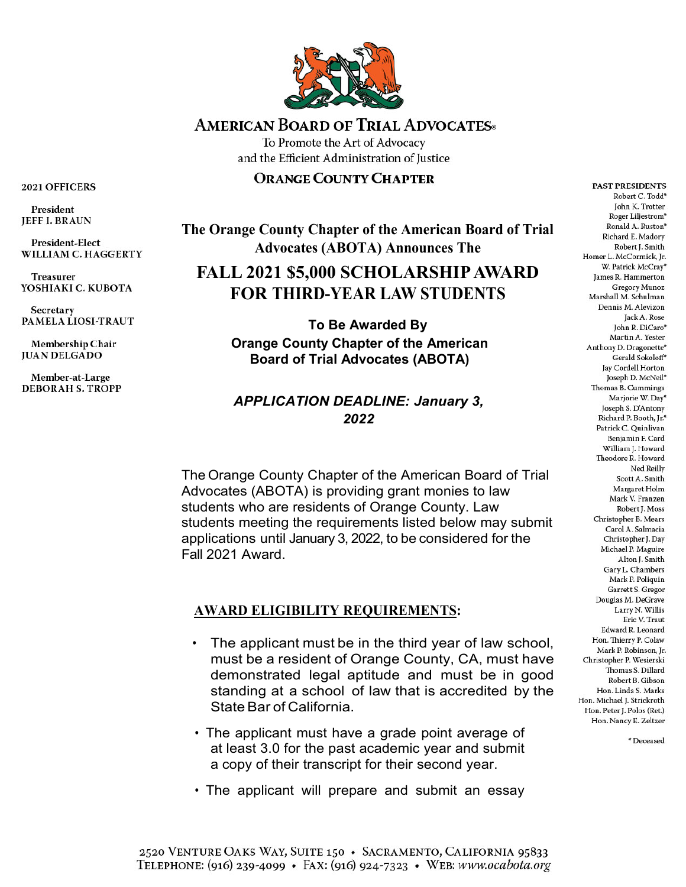# AMERICAN BOARD OF TRIAL ADVOCATES®

To Promote the Art of Advocacy
and the Efficient Administration of Justice

**ORANGE COUNTY CHAPTER**

**2021 OFFICERS**

President
**JEFF I. BRAUN**

President-Elect
**WILLIAM C. HAGGERTY**

Treasurer
**YOSHIAKI C. KUBOTA**

Secretary
**PAMELA LIOSI-TRAUT**

Membership Chair
**JUAN DELGADO**

Member-at-Large
**DEBORAH S. TROPP**

**PAST PRESIDENTS**

Robert C. Todd*
John K. Trotter
Roger Liljestrom*
Ronald A. Ruston*
Richard E. Madory
Robert J. Smith
Homer L. McCormick, Jr.
W. Patrick McCray*
James R. Hammerton
Gregory Munoz
Marshall M. Schulman
Dennis M. Alevizon
Jack A. Rose
John R. DiCaro*
Martin A. Yester
Anthony D. Dragonette*
Gerald Sokoloff*
Jay Cordell Horton
Joseph D. McNeil*
Thomas B. Cummings
Marjorie W. Day*
Joseph S. D'Antony
Richard P. Booth, Jr.*
Patrick C. Quinlivan
Benjamin F. Card
William J. Howard
Theodore R. Howard
Ned Reilly
Scott A. Smith
Margaret Holm
Mark V. Franzen
Robert J. Moss
Christopher B. Mears
Carol A. Salmacia
Christopher J. Day
Michael P. Maguire
Alton J. Smith
Gary L. Chambers
Mark P. Poliquin
Garrett S. Gregor
Douglas M. DeGrave
Larry N. Willis
Eric V. Traut
Edward R. Leonard
Hon. Thierry P. Colaw
Mark P. Robinson, Jr.
Christopher P. Wesierski
Thomas S. Dillard
Robert B. Gibson
Hon. Linda S. Marks
Hon. Michael J. Strickroth
Hon. Peter J. Polos (Ret.)
Hon. Nancy E. Zeltzer

*Deceased

## The Orange County Chapter of the American Board of Trial Advocates (ABOTA) Announces The

# FALL 2021 $5,000 SCHOLARSHIP AWARD FOR THIRD-YEAR LAW STUDENTS

**To Be Awarded By**
**Orange County Chapter of the American Board of Trial Advocates (ABOTA)**

***APPLICATION DEADLINE: January 3, 2022***

The Orange County Chapter of the American Board of Trial Advocates (ABOTA) is providing grant monies to law students who are residents of Orange County. Law students meeting the requirements listed below may submit applications until January 3, 2022, to be considered for the Fall 2021 Award.

## AWARD ELIGIBILITY REQUIREMENTS:

- The applicant must be in the third year of law school, must be a resident of Orange County, CA, must have demonstrated legal aptitude and must be in good standing at a school of law that is accredited by the State Bar of California.
- The applicant must have a grade point average of at least 3.0 for the past academic year and submit a copy of their transcript for their second year.
- The applicant will prepare and submit an essay

2520 VENTURE OAKS WAY, SUITE 150 • SACRAMENTO, CALIFORNIA 95833
TELEPHONE: (916) 239-4099 • FAX: (916) 924-7323 • WEB: *www.ocabota.org*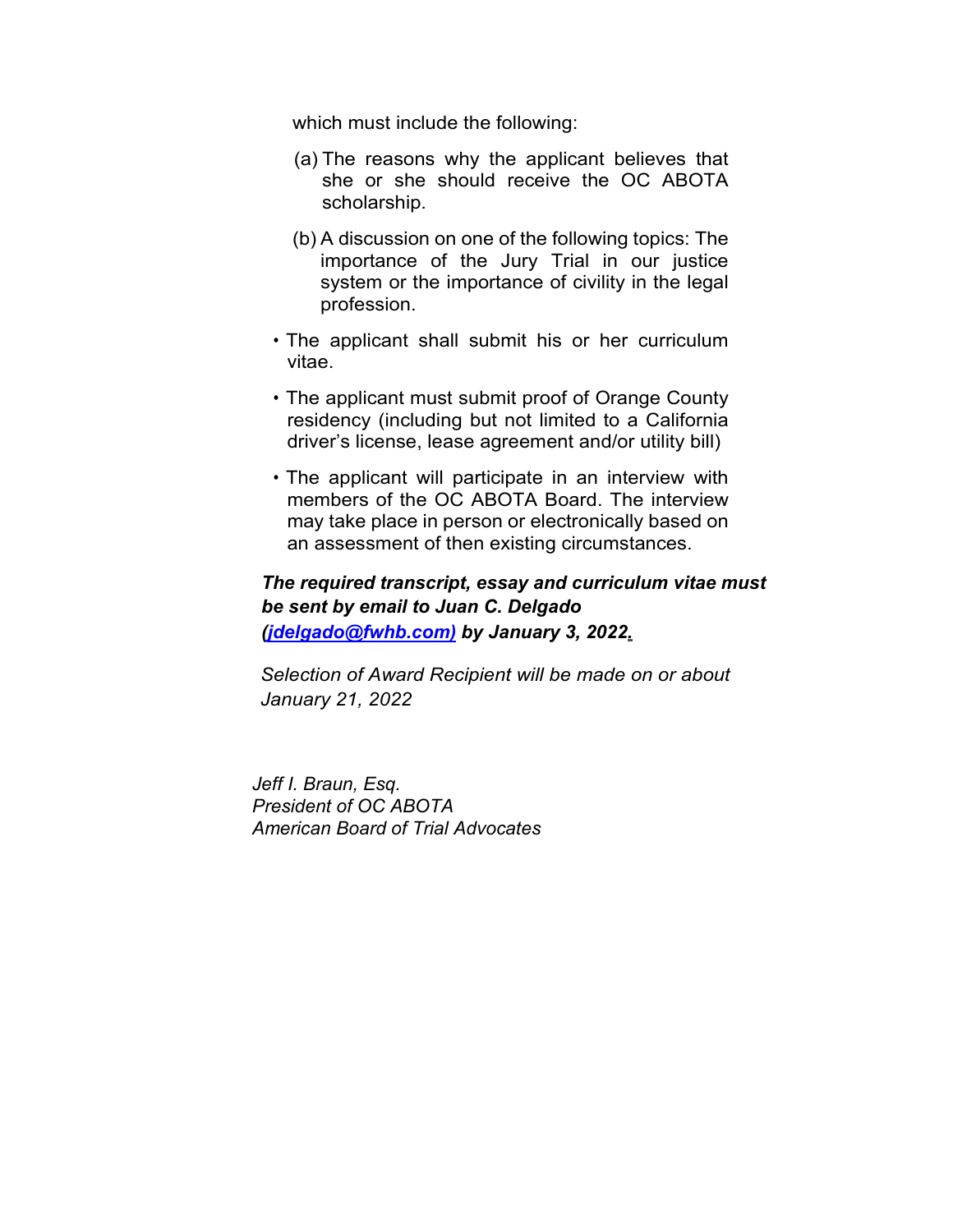which must include the following:

(a) The reasons why the applicant believes that she or she should receive the OC ABOTA scholarship.

(b) A discussion on one of the following topics: The importance of the Jury Trial in our justice system or the importance of civility in the legal profession.

- The applicant shall submit his or her curriculum vitae.
- The applicant must submit proof of Orange County residency (including but not limited to a California driver's license, lease agreement and/or utility bill)
- The applicant will participate in an interview with members of the OC ABOTA Board. The interview may take place in person or electronically based on an assessment of then existing circumstances.

***The required transcript, essay and curriculum vitae must be sent by email to Juan C. Delgado (jdelgado@fwhb.com) by January 3, 2022.***

*Selection of Award Recipient will be made on or about January 21, 2022*

*Jeff I. Braun, Esq.*
*President of OC ABOTA*
*American Board of Trial Advocates*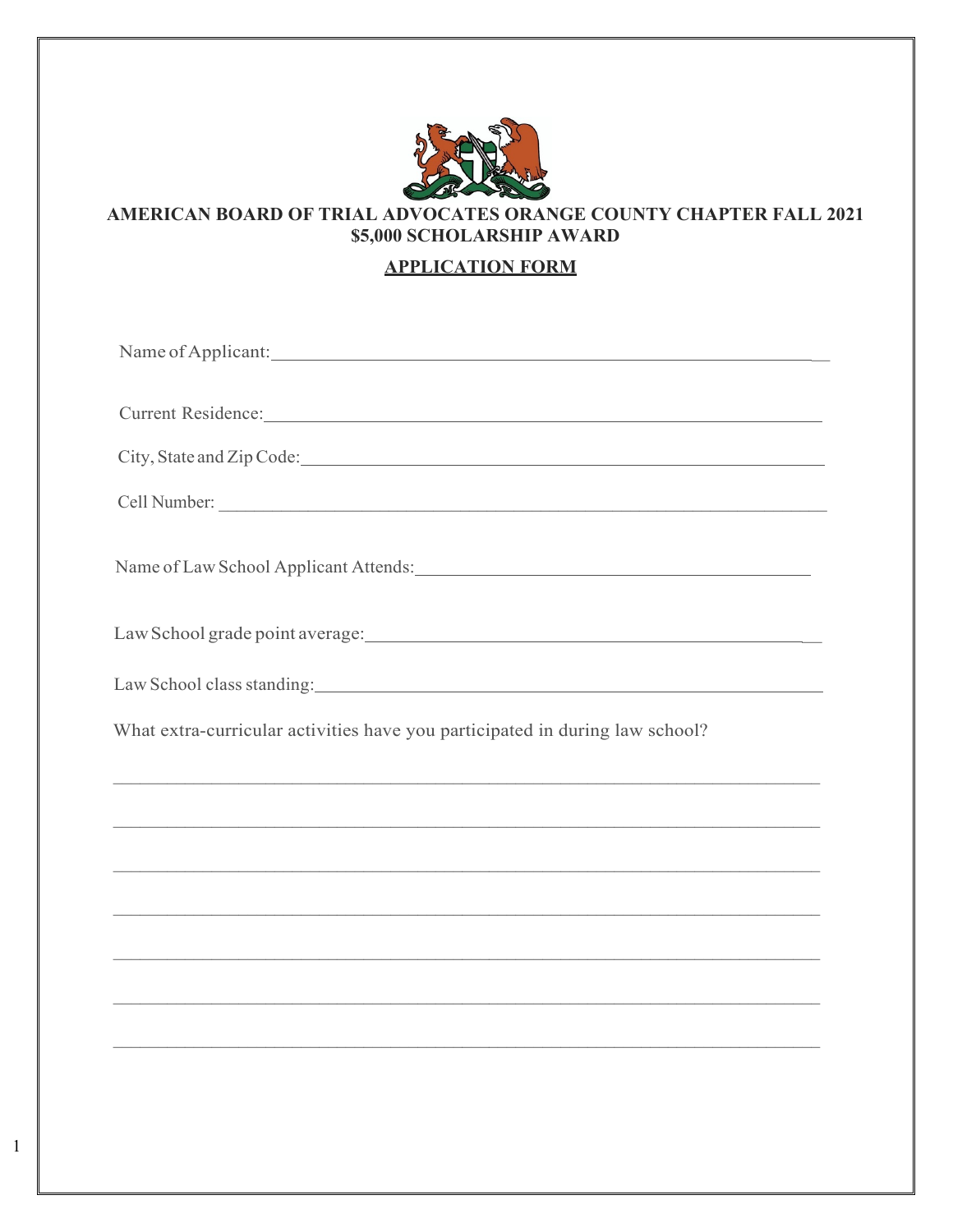**AMERICAN BOARD OF TRIAL ADVOCATES ORANGE COUNTY CHAPTER FALL 2021**
**$5,000 SCHOLARSHIP AWARD**

**APPLICATION FORM**

Name of Applicant: ____________________________________________________________

Current Residence: ____________________________________________________________

City, State and Zip Code: ______________________________________________________

Cell Number: _________________________________________________________________

Name of Law School Applicant Attends: ____________________________________________

Law School grade point average: ________________________________________________

Law School class standing: ______________________________________________________

What extra-curricular activities have you participated in during law school?

______________________________________________________________________________

______________________________________________________________________________

______________________________________________________________________________

______________________________________________________________________________

______________________________________________________________________________

______________________________________________________________________________

______________________________________________________________________________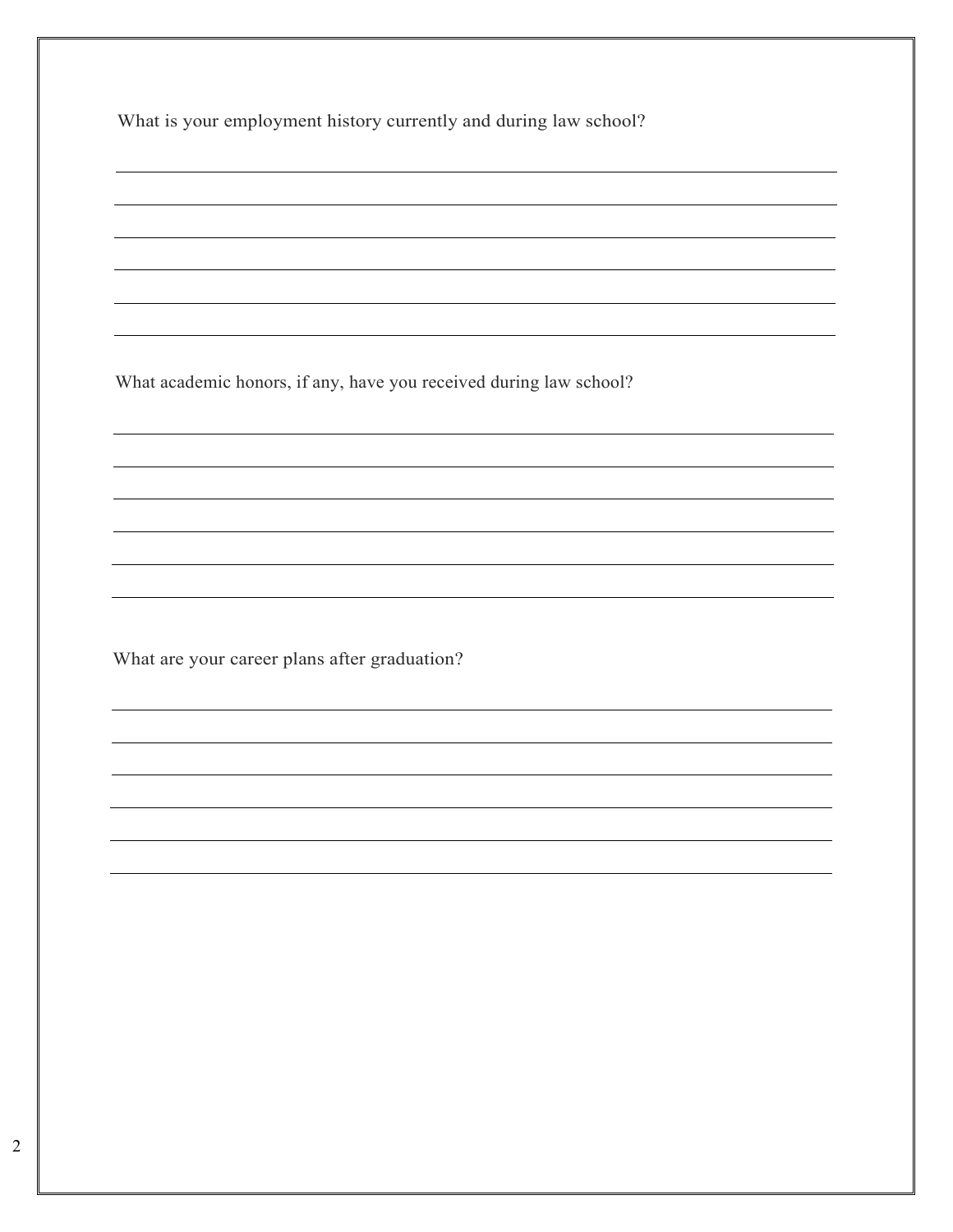What is your employment history currently and during law school?

What academic honors, if any, have you received during law school?

What are your career plans after graduation?